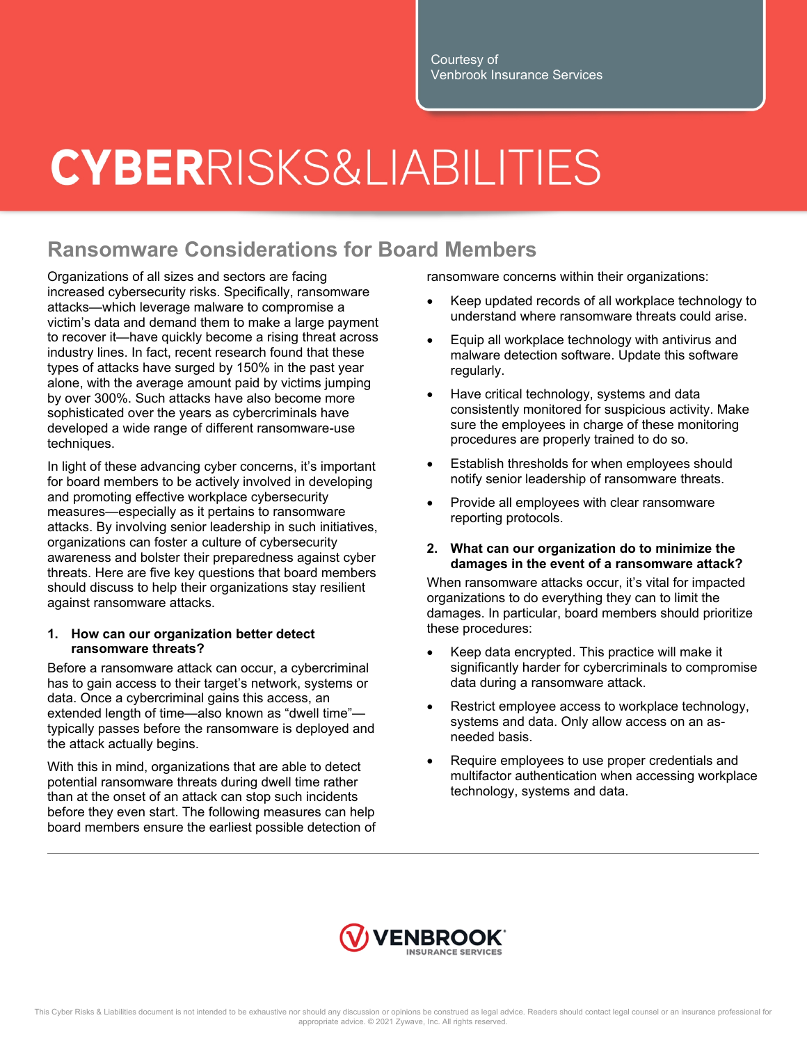Courtesy of
Venbrook Insurance Services

# CYBERRISKS&LIABILITIES

## Ransomware Considerations for Board Members

Organizations of all sizes and sectors are facing increased cybersecurity risks. Specifically, ransomware attacks—which leverage malware to compromise a victim's data and demand them to make a large payment to recover it—have quickly become a rising threat across industry lines. In fact, recent research found that these types of attacks have surged by 150% in the past year alone, with the average amount paid by victims jumping by over 300%. Such attacks have also become more sophisticated over the years as cybercriminals have developed a wide range of different ransomware-use techniques.

In light of these advancing cyber concerns, it's important for board members to be actively involved in developing and promoting effective workplace cybersecurity measures—especially as it pertains to ransomware attacks. By involving senior leadership in such initiatives, organizations can foster a culture of cybersecurity awareness and bolster their preparedness against cyber threats. Here are five key questions that board members should discuss to help their organizations stay resilient against ransomware attacks.

### 1. How can our organization better detect ransomware threats?

Before a ransomware attack can occur, a cybercriminal has to gain access to their target's network, systems or data. Once a cybercriminal gains this access, an extended length of time—also known as "dwell time"—typically passes before the ransomware is deployed and the attack actually begins.

With this in mind, organizations that are able to detect potential ransomware threats during dwell time rather than at the onset of an attack can stop such incidents before they even start. The following measures can help board members ensure the earliest possible detection of ransomware concerns within their organizations:

- Keep updated records of all workplace technology to understand where ransomware threats could arise.
- Equip all workplace technology with antivirus and malware detection software. Update this software regularly.
- Have critical technology, systems and data consistently monitored for suspicious activity. Make sure the employees in charge of these monitoring procedures are properly trained to do so.
- Establish thresholds for when employees should notify senior leadership of ransomware threats.
- Provide all employees with clear ransomware reporting protocols.

### 2. What can our organization do to minimize the damages in the event of a ransomware attack?

When ransomware attacks occur, it's vital for impacted organizations to do everything they can to limit the damages. In particular, board members should prioritize these procedures:

- Keep data encrypted. This practice will make it significantly harder for cybercriminals to compromise data during a ransomware attack.
- Restrict employee access to workplace technology, systems and data. Only allow access on an as-needed basis.
- Require employees to use proper credentials and multifactor authentication when accessing workplace technology, systems and data.

VENBROOK INSURANCE SERVICES

This Cyber Risks & Liabilities document is not intended to be exhaustive nor should any discussion or opinions be construed as legal advice. Readers should contact legal counsel or an insurance professional for appropriate advice. © 2021 Zywave, Inc. All rights reserved.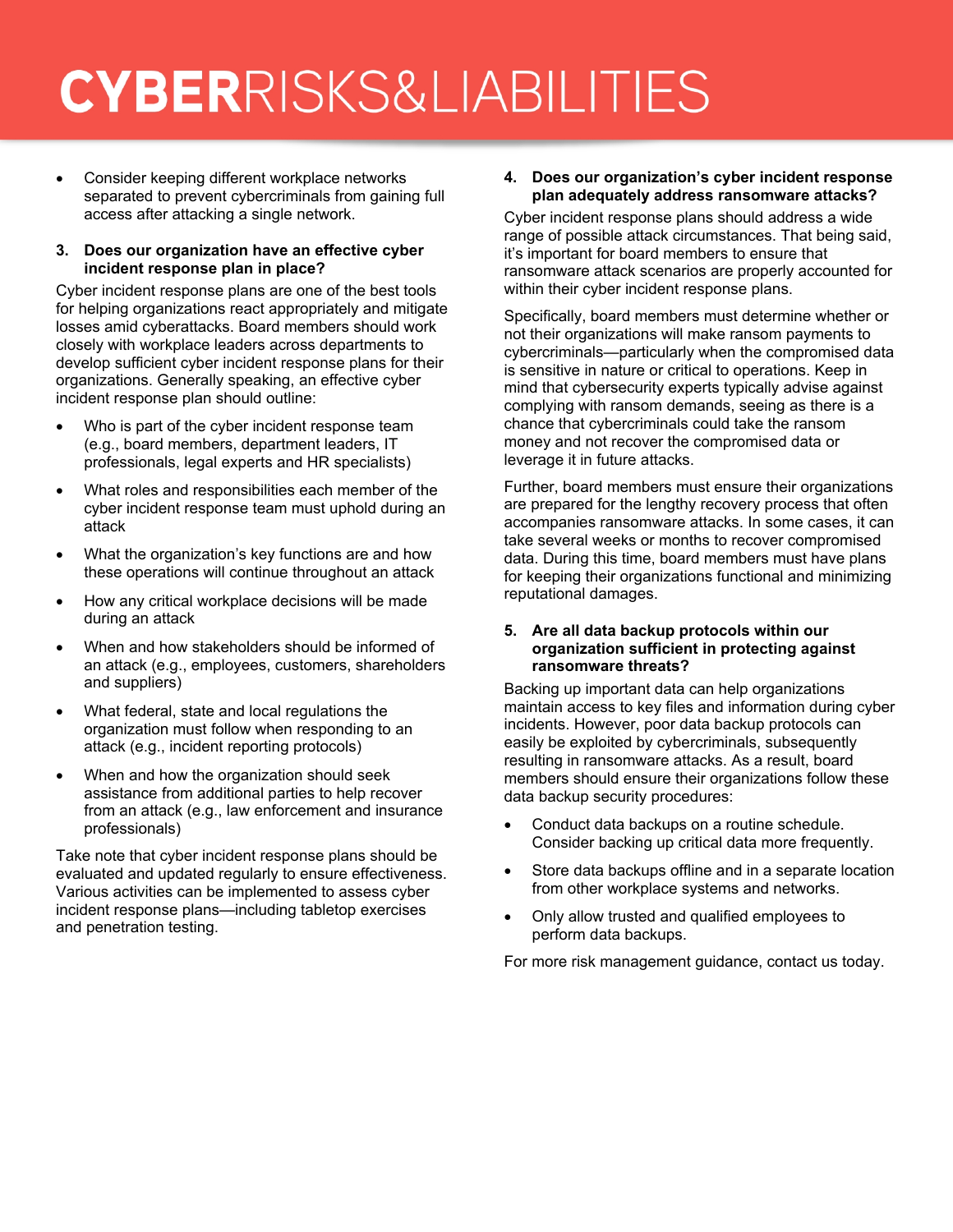- Consider keeping different workplace networks separated to prevent cybercriminals from gaining full access after attacking a single network.

### 3. Does our organization have an effective cyber incident response plan in place?

Cyber incident response plans are one of the best tools for helping organizations react appropriately and mitigate losses amid cyberattacks. Board members should work closely with workplace leaders across departments to develop sufficient cyber incident response plans for their organizations. Generally speaking, an effective cyber incident response plan should outline:

- Who is part of the cyber incident response team (e.g., board members, department leaders, IT professionals, legal experts and HR specialists)
- What roles and responsibilities each member of the cyber incident response team must uphold during an attack
- What the organization's key functions are and how these operations will continue throughout an attack
- How any critical workplace decisions will be made during an attack
- When and how stakeholders should be informed of an attack (e.g., employees, customers, shareholders and suppliers)
- What federal, state and local regulations the organization must follow when responding to an attack (e.g., incident reporting protocols)
- When and how the organization should seek assistance from additional parties to help recover from an attack (e.g., law enforcement and insurance professionals)

Take note that cyber incident response plans should be evaluated and updated regularly to ensure effectiveness. Various activities can be implemented to assess cyber incident response plans—including tabletop exercises and penetration testing.

### 4. Does our organization's cyber incident response plan adequately address ransomware attacks?

Cyber incident response plans should address a wide range of possible attack circumstances. That being said, it's important for board members to ensure that ransomware attack scenarios are properly accounted for within their cyber incident response plans.

Specifically, board members must determine whether or not their organizations will make ransom payments to cybercriminals—particularly when the compromised data is sensitive in nature or critical to operations. Keep in mind that cybersecurity experts typically advise against complying with ransom demands, seeing as there is a chance that cybercriminals could take the ransom money and not recover the compromised data or leverage it in future attacks.

Further, board members must ensure their organizations are prepared for the lengthy recovery process that often accompanies ransomware attacks. In some cases, it can take several weeks or months to recover compromised data. During this time, board members must have plans for keeping their organizations functional and minimizing reputational damages.

### 5. Are all data backup protocols within our organization sufficient in protecting against ransomware threats?

Backing up important data can help organizations maintain access to key files and information during cyber incidents. However, poor data backup protocols can easily be exploited by cybercriminals, subsequently resulting in ransomware attacks. As a result, board members should ensure their organizations follow these data backup security procedures:

- Conduct data backups on a routine schedule. Consider backing up critical data more frequently.
- Store data backups offline and in a separate location from other workplace systems and networks.
- Only allow trusted and qualified employees to perform data backups.

For more risk management guidance, contact us today.